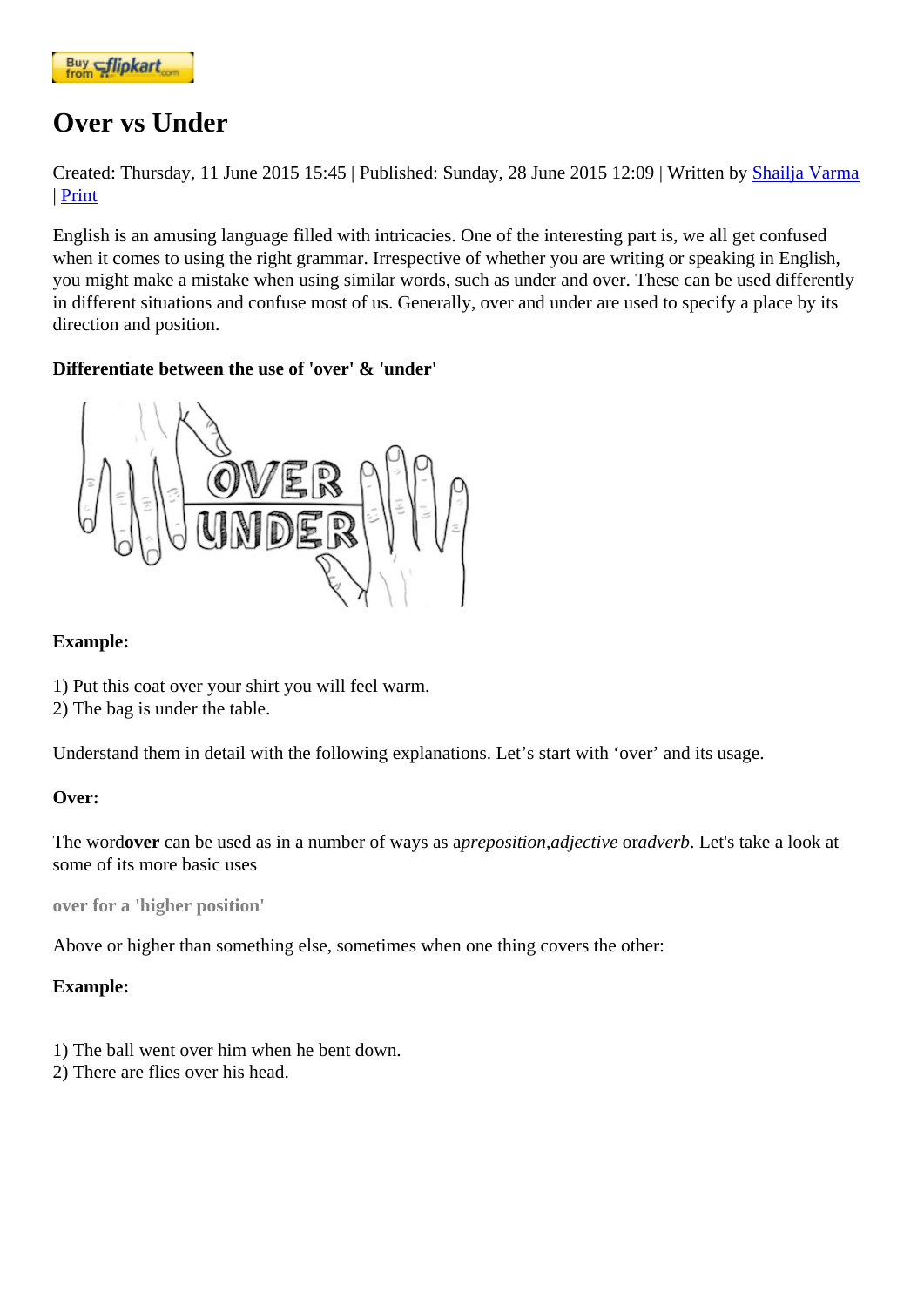# Over vs Under

Created: Thursday, 11 June 2015 15:45 | Published: Sunday, 28 June 2015 12:09 | Written by Shailja Varma | Print

English is an amusing language filled with intricacies. One of the interesting part is, we all get confused when it comes to using the right grammar. Irrespective of whether you are writing or speaking in English, you might make a mistake when using similar words, such as under and over. These can be used differently in different situations and confuse most of us. Generally, over and under are used to specify a place by its direction and position.

**Differentiate between the use of 'over' & 'under'**

**Example:**

1) Put this coat over your shirt you will feel warm.
2) The bag is under the table.

Understand them in detail with the following explanations. Let's start with 'over' and its usage.

**Over:**

The word **over** can be used as in a number of ways as a *preposition*, *adjective* or *adverb*. Let's take a look at some of its more basic uses

**over for a 'higher position'**

Above or higher than something else, sometimes when one thing covers the other:

**Example:**

1) The ball went over him when he bent down.
2) There are flies over his head.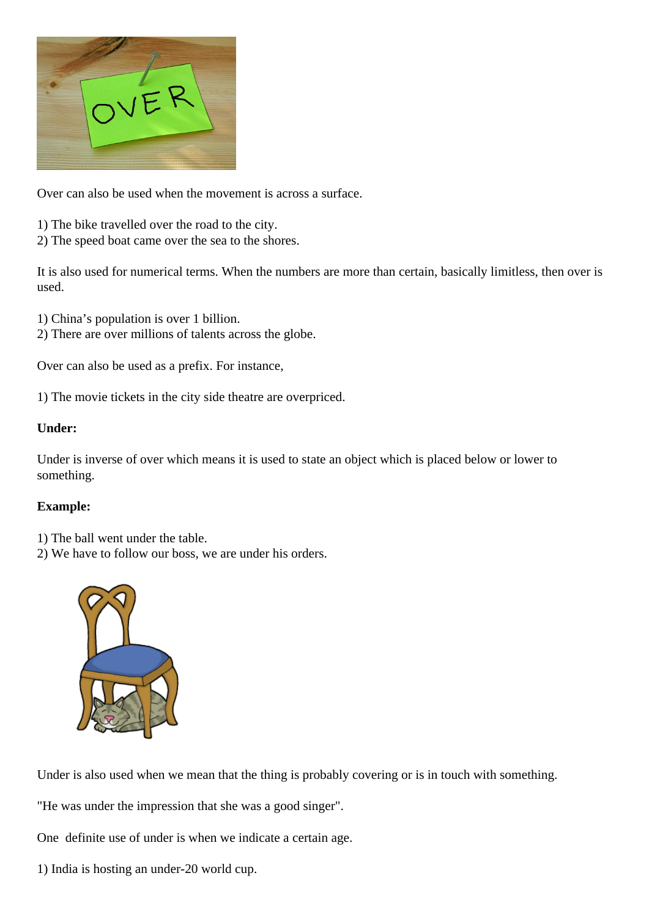Over can also be used when the movement is across a surface.

1) The bike travelled over the road to the city.
2) The speed boat came over the sea to the shores.

It is also used for numerical terms. When the numbers are more than certain, basically limitless, then over is used.

1) China's population is over 1 billion.
2) There are over millions of talents across the globe.

Over can also be used as a prefix. For instance,

1) The movie tickets in the city side theatre are overpriced.

**Under:**

Under is inverse of over which means it is used to state an object which is placed below or lower to something.

**Example:**

1) The ball went under the table.
2) We have to follow our boss, we are under his orders.

Under is also used when we mean that the thing is probably covering or is in touch with something.

"He was under the impression that she was a good singer".

One definite use of under is when we indicate a certain age.

1) India is hosting an under-20 world cup.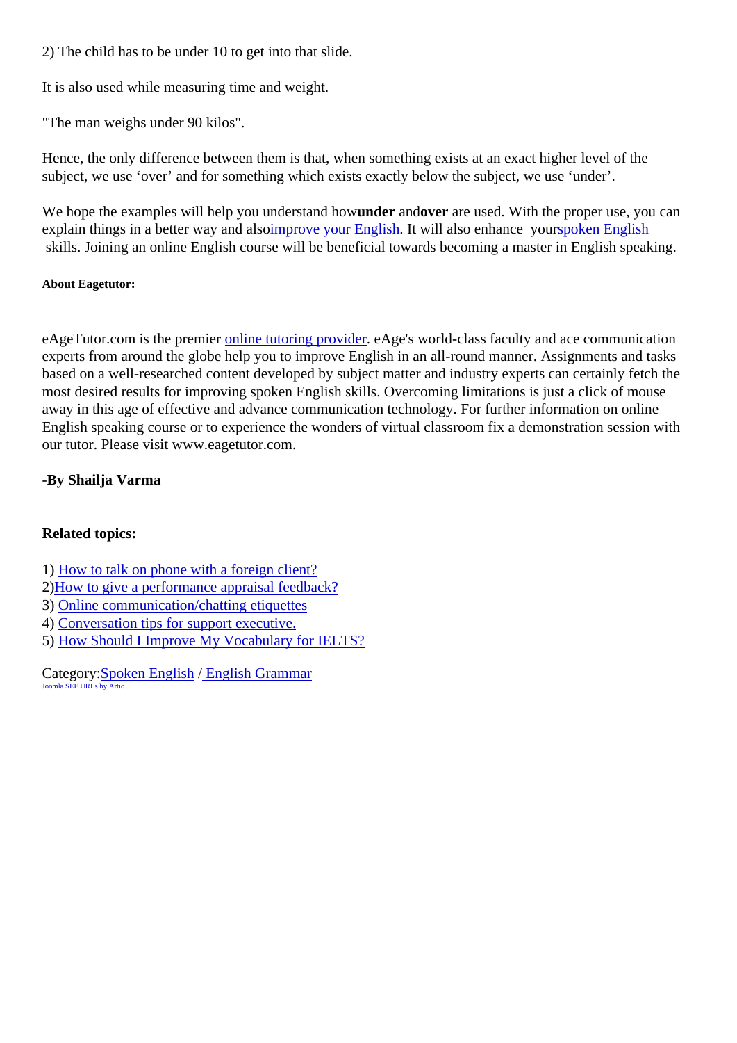2) The child has to be under 10 to get into that slide.

It is also used while measuring time and weight.

"The man weighs under 90 kilos".

Hence, the only difference between them is that, when something exists at an exact higher level of the subject, we use 'over' and for something which exists exactly below the subject, we use 'under'.

We hope the examples will help you understand how **under** and **over** are used. With the proper use, you can explain things in a better way and also improve your English. It will also enhance your spoken English skills. Joining an online English course will be beneficial towards becoming a master in English speaking.

**About Eagetutor:**

eAgeTutor.com is the premier online tutoring provider. eAge's world-class faculty and ace communication experts from around the globe help you to improve English in an all-round manner. Assignments and tasks based on a well-researched content developed by subject matter and industry experts can certainly fetch the most desired results for improving spoken English skills. Overcoming limitations is just a click of mouse away in this age of effective and advance communication technology. For further information on online English speaking course or to experience the wonders of virtual classroom fix a demonstration session with our tutor. Please visit www.eagetutor.com.

**-By Shailja Varma**

**Related topics:**

1) How to talk on phone with a foreign client?
2) How to give a performance appraisal feedback?
3) Online communication/chatting etiquettes
4) Conversation tips for support executive.
5) How Should I Improve My Vocabulary for IELTS?

Category: Spoken English / English Grammar

Joomla SEF URLs by Artio